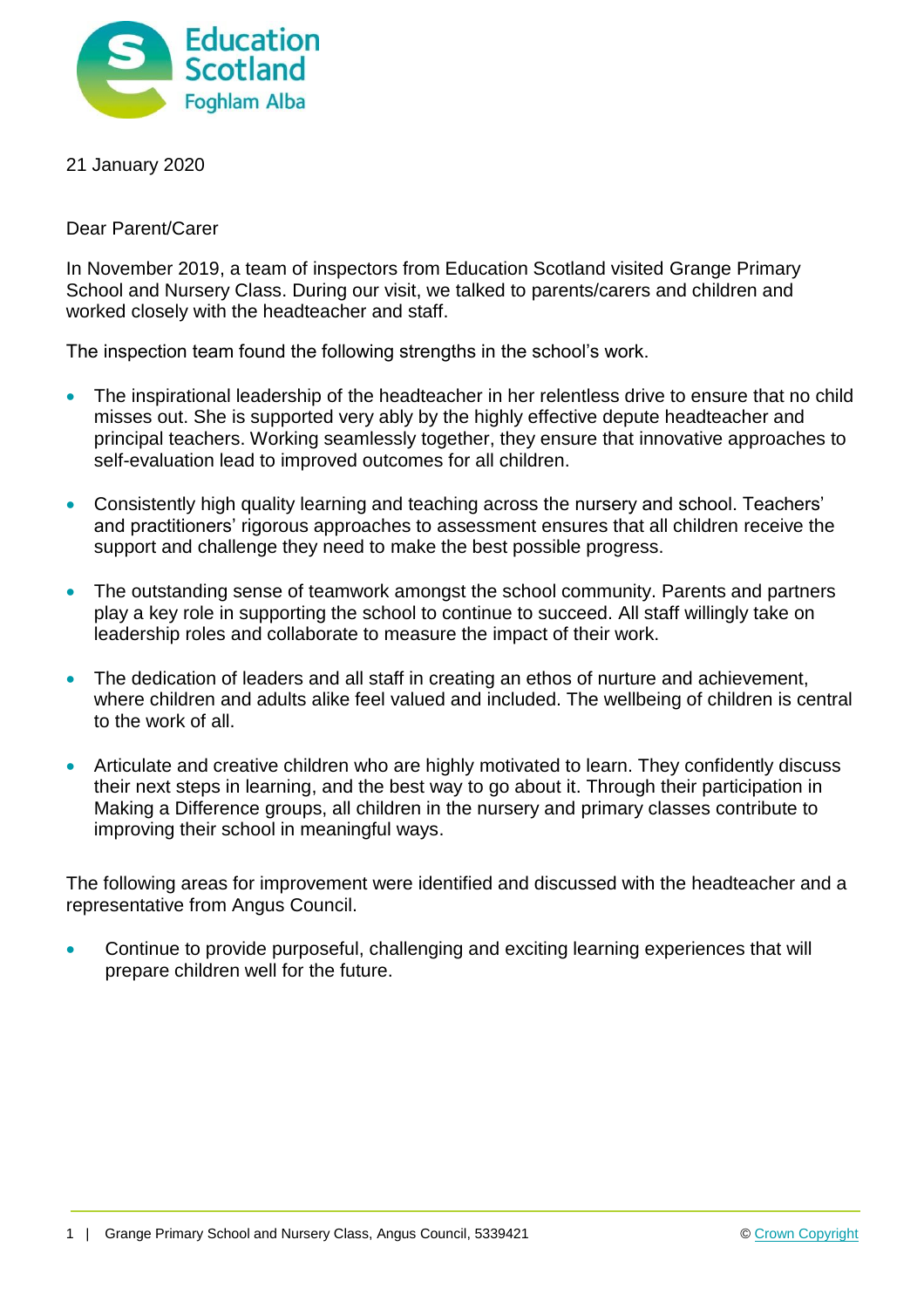21 January 2020

Dear Parent/Carer

In November 2019, a team of inspectors from Education Scotland visited Grange Primary School and Nursery Class. During our visit, we talked to parents/carers and children and worked closely with the headteacher and staff.

The inspection team found the following strengths in the school's work.

- The inspirational leadership of the headteacher in her relentless drive to ensure that no child misses out. She is supported very ably by the highly effective depute headteacher and principal teachers. Working seamlessly together, they ensure that innovative approaches to self-evaluation lead to improved outcomes for all children.
- Consistently high quality learning and teaching across the nursery and school. Teachers' and practitioners' rigorous approaches to assessment ensures that all children receive the support and challenge they need to make the best possible progress.
- The outstanding sense of teamwork amongst the school community. Parents and partners play a key role in supporting the school to continue to succeed. All staff willingly take on leadership roles and collaborate to measure the impact of their work.
- The dedication of leaders and all staff in creating an ethos of nurture and achievement, where children and adults alike feel valued and included. The wellbeing of children is central to the work of all.
- Articulate and creative children who are highly motivated to learn. They confidently discuss their next steps in learning, and the best way to go about it. Through their participation in Making a Difference groups, all children in the nursery and primary classes contribute to improving their school in meaningful ways.

The following areas for improvement were identified and discussed with the headteacher and a representative from Angus Council.

- Continue to provide purposeful, challenging and exciting learning experiences that will prepare children well for the future.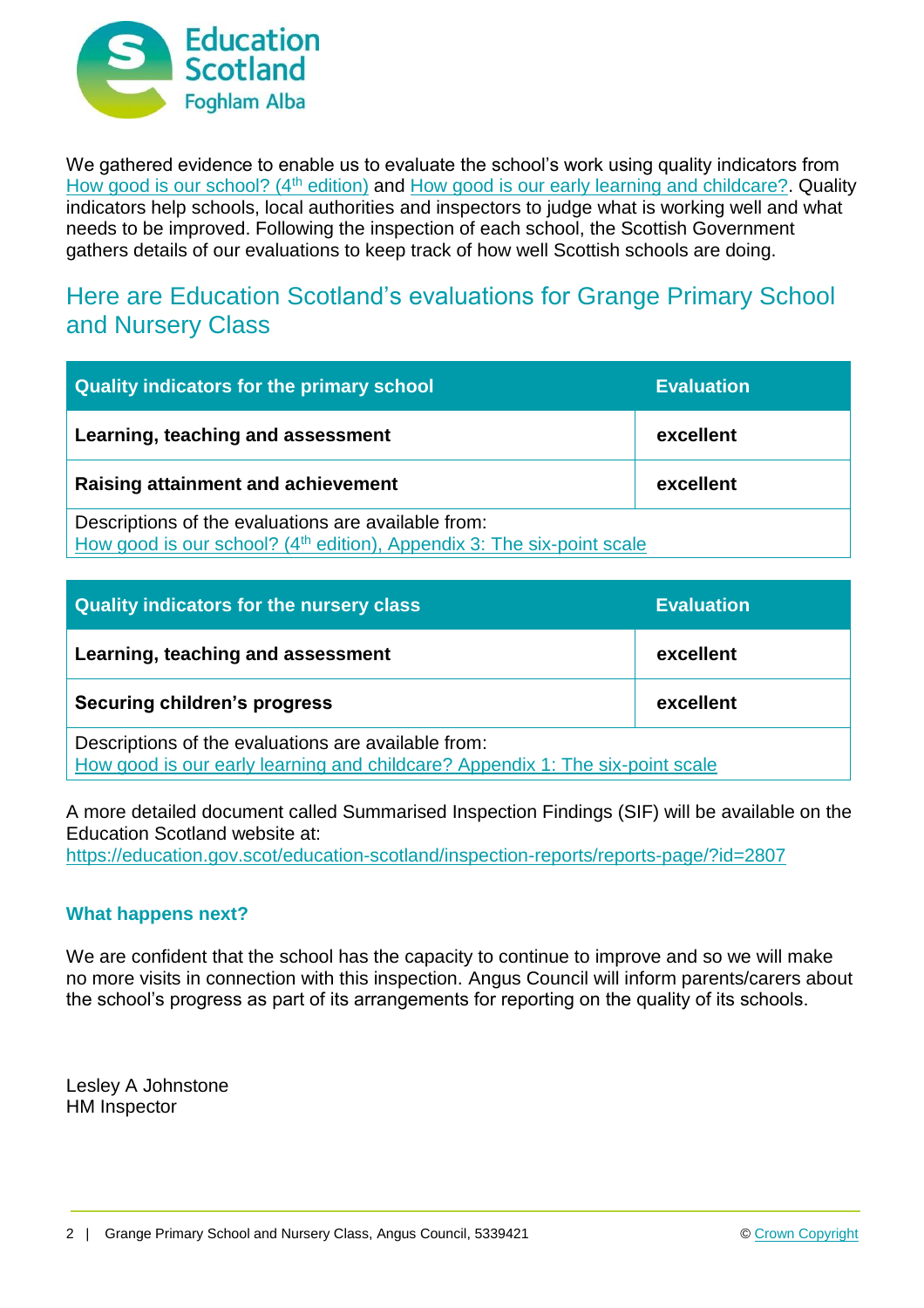We gathered evidence to enable us to evaluate the school's work using quality indicators from How good is our school? (4th edition) and How good is our early learning and childcare?. Quality indicators help schools, local authorities and inspectors to judge what is working well and what needs to be improved. Following the inspection of each school, the Scottish Government gathers details of our evaluations to keep track of how well Scottish schools are doing.

## Here are Education Scotland's evaluations for Grange Primary School and Nursery Class

| Quality indicators for the primary school | Evaluation |
|---|---|
| **Learning, teaching and assessment** | **excellent** |
| **Raising attainment and achievement** | **excellent** |
| Descriptions of the evaluations are available from: How good is our school? (4th edition), Appendix 3: The six-point scale | |

| Quality indicators for the nursery class | Evaluation |
|---|---|
| **Learning, teaching and assessment** | **excellent** |
| **Securing children's progress** | **excellent** |
| Descriptions of the evaluations are available from: How good is our early learning and childcare? Appendix 1: The six-point scale | |

A more detailed document called Summarised Inspection Findings (SIF) will be available on the Education Scotland website at:
https://education.gov.scot/education-scotland/inspection-reports/reports-page/?id=2807

### What happens next?

We are confident that the school has the capacity to continue to improve and so we will make no more visits in connection with this inspection. Angus Council will inform parents/carers about the school's progress as part of its arrangements for reporting on the quality of its schools.

Lesley A Johnstone
HM Inspector